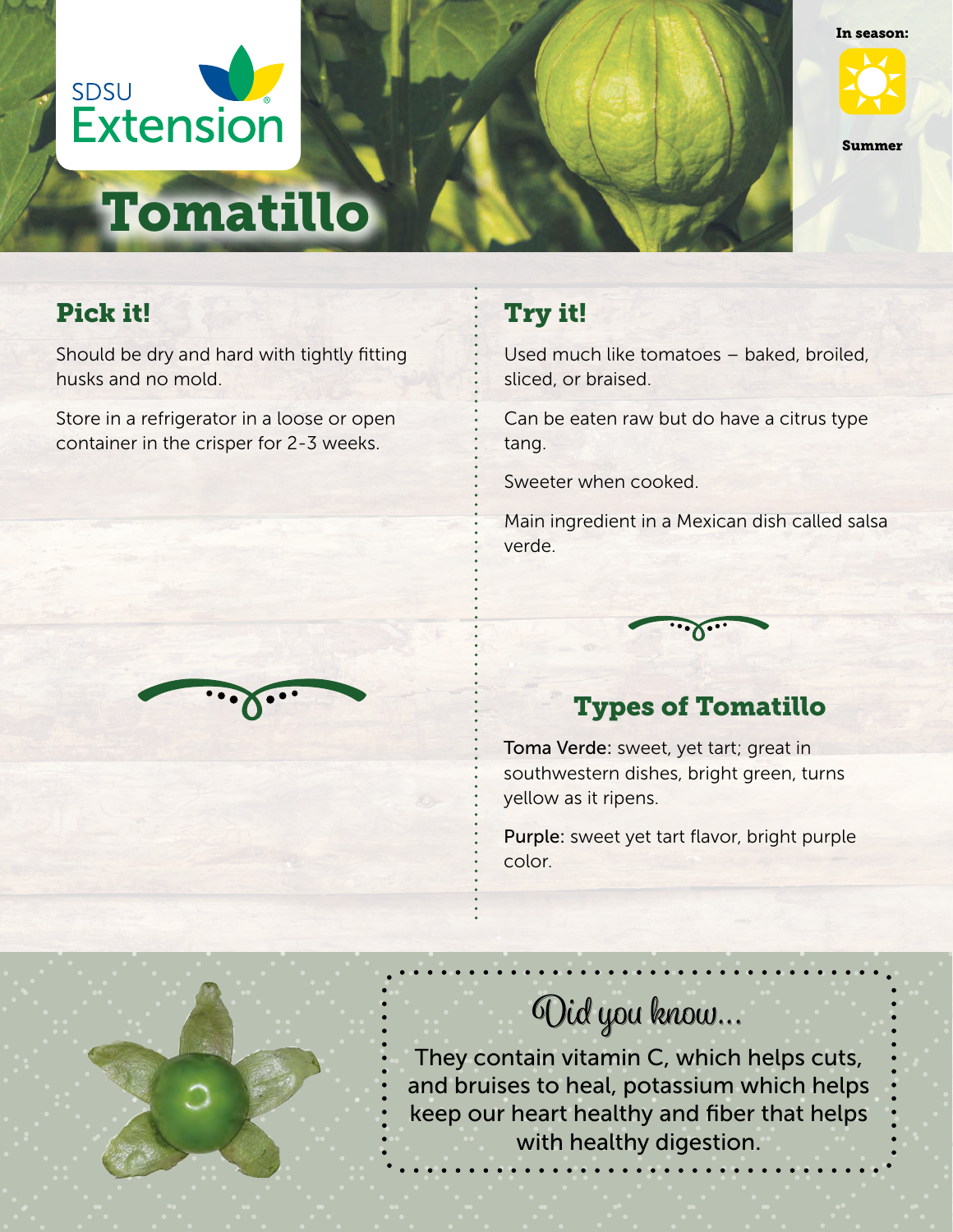SDSU Extension

# Tomatillo

In season:

Summer

## Pick it!

Should be dry and hard with tightly fitting husks and no mold.

Store in a refrigerator in a loose or open container in the crisper for 2-3 weeks.

## Try it!

Used much like tomatoes – baked, broiled, sliced, or braised.

Can be eaten raw but do have a citrus type tang.

Sweeter when cooked.

Main ingredient in a Mexican dish called salsa verde.

## Types of Tomatillo

**Toma Verde:** sweet, yet tart; great in southwestern dishes, bright green, turns yellow as it ripens.

**Purple:** sweet yet tart flavor, bright purple color.

## Did you know...

They contain vitamin C, which helps cuts, and bruises to heal, potassium which helps keep our heart healthy and fiber that helps with healthy digestion.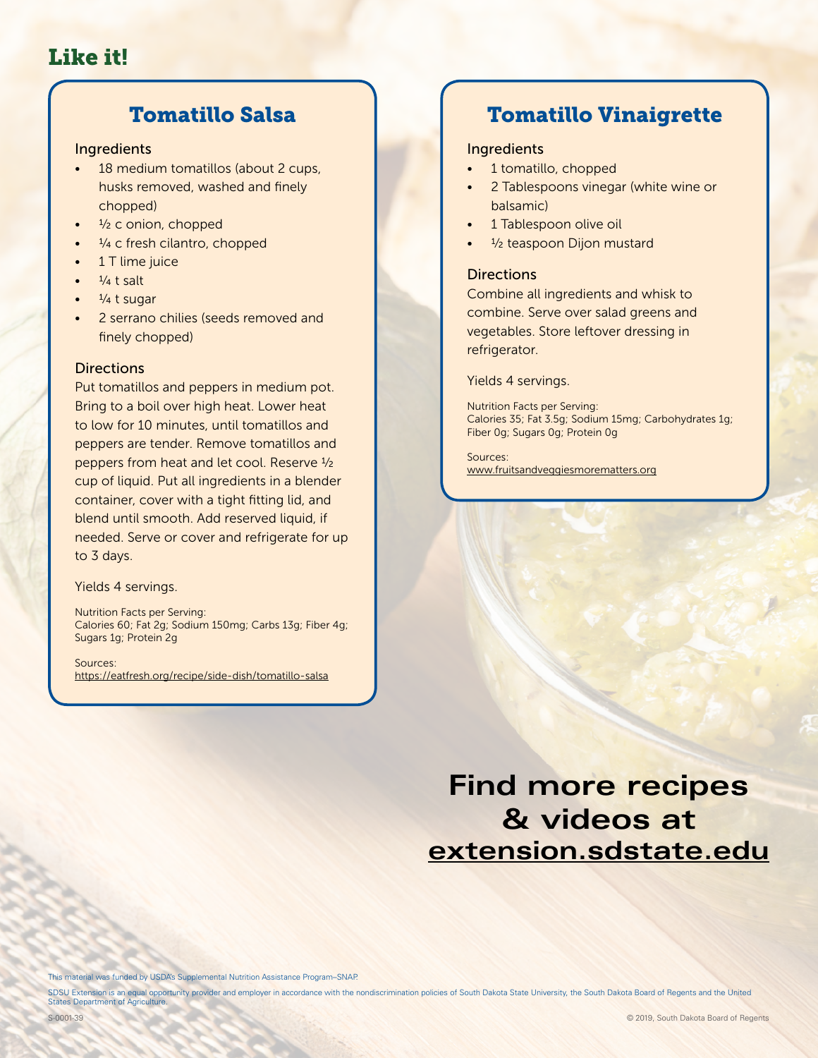## Like it!

### Tomatillo Salsa

**Ingredients**

- 18 medium tomatillos (about 2 cups, husks removed, washed and finely chopped)
- ½ c onion, chopped
- ¼ c fresh cilantro, chopped
- 1 T lime juice
- ¼ t salt
- ¼ t sugar
- 2 serrano chilies (seeds removed and finely chopped)

**Directions**

Put tomatillos and peppers in medium pot. Bring to a boil over high heat. Lower heat to low for 10 minutes, until tomatillos and peppers are tender. Remove tomatillos and peppers from heat and let cool. Reserve ½ cup of liquid. Put all ingredients in a blender container, cover with a tight fitting lid, and blend until smooth. Add reserved liquid, if needed. Serve or cover and refrigerate for up to 3 days.

Yields 4 servings.

Nutrition Facts per Serving:
Calories 60; Fat 2g; Sodium 150mg; Carbs 13g; Fiber 4g; Sugars 1g; Protein 2g

Sources:
https://eatfresh.org/recipe/side-dish/tomatillo-salsa

### Tomatillo Vinaigrette

**Ingredients**

- 1 tomatillo, chopped
- 2 Tablespoons vinegar (white wine or balsamic)
- 1 Tablespoon olive oil
- ½ teaspoon Dijon mustard

**Directions**

Combine all ingredients and whisk to combine. Serve over salad greens and vegetables. Store leftover dressing in refrigerator.

Yields 4 servings.

Nutrition Facts per Serving:
Calories 35; Fat 3.5g; Sodium 15mg; Carbohydrates 1g; Fiber 0g; Sugars 0g; Protein 0g

Sources:
www.fruitsandveggiesmorematters.org

**Find more recipes & videos at extension.sdstate.edu**

This material was funded by USDA's Supplemental Nutrition Assistance Program–SNAP.

SDSU Extension is an equal opportunity provider and employer in accordance with the nondiscrimination policies of South Dakota State University, the South Dakota Board of Regents and the United States Department of Agriculture.

S-0001-39

© 2019, South Dakota Board of Regents